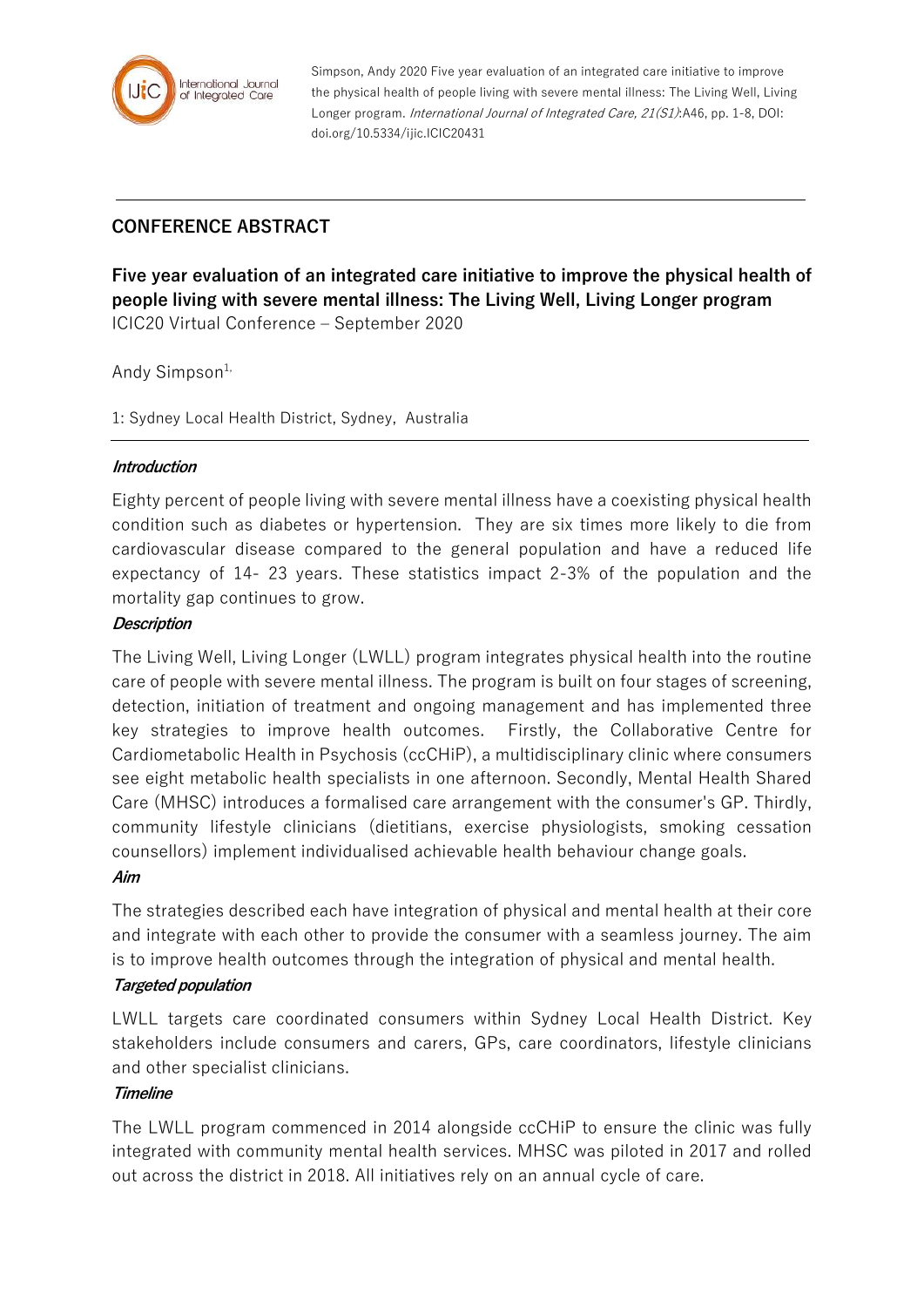Simpson, Andy 2020 Five year evaluation of an integrated care initiative to improve the physical health of people living with severe mental illness: The Living Well, Living Longer program. *International Journal of Integrated Care, 21(S1)*:A46, pp. 1-8, DOI: doi.org/10.5334/ijic.ICIC20431

## CONFERENCE ABSTRACT

# Five year evaluation of an integrated care initiative to improve the physical health of people living with severe mental illness: The Living Well, Living Longer program

ICIC20 Virtual Conference – September 2020

Andy Simpson[1,]

1: Sydney Local Health District, Sydney, Australia

### *Introduction*

Eighty percent of people living with severe mental illness have a coexisting physical health condition such as diabetes or hypertension. They are six times more likely to die from cardiovascular disease compared to the general population and have a reduced life expectancy of 14- 23 years. These statistics impact 2-3% of the population and the mortality gap continues to grow.

### *Description*

The Living Well, Living Longer (LWLL) program integrates physical health into the routine care of people with severe mental illness. The program is built on four stages of screening, detection, initiation of treatment and ongoing management and has implemented three key strategies to improve health outcomes. Firstly, the Collaborative Centre for Cardiometabolic Health in Psychosis (ccCHiP), a multidisciplinary clinic where consumers see eight metabolic health specialists in one afternoon. Secondly, Mental Health Shared Care (MHSC) introduces a formalised care arrangement with the consumer's GP. Thirdly, community lifestyle clinicians (dietitians, exercise physiologists, smoking cessation counsellors) implement individualised achievable health behaviour change goals.

### *Aim*

The strategies described each have integration of physical and mental health at their core and integrate with each other to provide the consumer with a seamless journey. The aim is to improve health outcomes through the integration of physical and mental health.

### *Targeted population*

LWLL targets care coordinated consumers within Sydney Local Health District. Key stakeholders include consumers and carers, GPs, care coordinators, lifestyle clinicians and other specialist clinicians.

### *Timeline*

The LWLL program commenced in 2014 alongside ccCHiP to ensure the clinic was fully integrated with community mental health services. MHSC was piloted in 2017 and rolled out across the district in 2018. All initiatives rely on an annual cycle of care.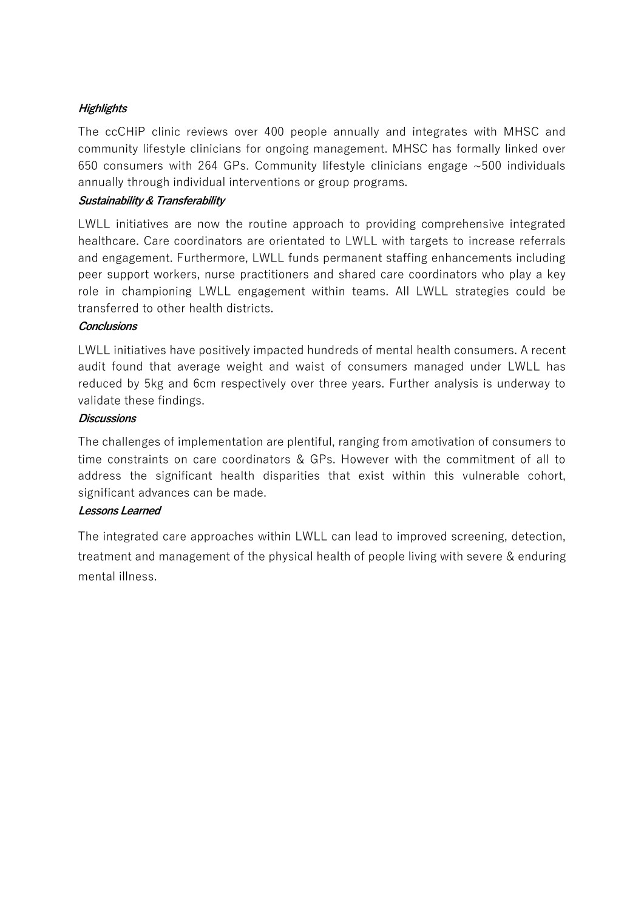***Highlights***

The ccCHiP clinic reviews over 400 people annually and integrates with MHSC and community lifestyle clinicians for ongoing management. MHSC has formally linked over 650 consumers with 264 GPs. Community lifestyle clinicians engage ~500 individuals annually through individual interventions or group programs.

***Sustainability & Transferability***

LWLL initiatives are now the routine approach to providing comprehensive integrated healthcare. Care coordinators are orientated to LWLL with targets to increase referrals and engagement. Furthermore, LWLL funds permanent staffing enhancements including peer support workers, nurse practitioners and shared care coordinators who play a key role in championing LWLL engagement within teams. All LWLL strategies could be transferred to other health districts.

***Conclusions***

LWLL initiatives have positively impacted hundreds of mental health consumers. A recent audit found that average weight and waist of consumers managed under LWLL has reduced by 5kg and 6cm respectively over three years. Further analysis is underway to validate these findings.

***Discussions***

The challenges of implementation are plentiful, ranging from amotivation of consumers to time constraints on care coordinators & GPs. However with the commitment of all to address the significant health disparities that exist within this vulnerable cohort, significant advances can be made.

***Lessons Learned***

The integrated care approaches within LWLL can lead to improved screening, detection, treatment and management of the physical health of people living with severe & enduring mental illness.